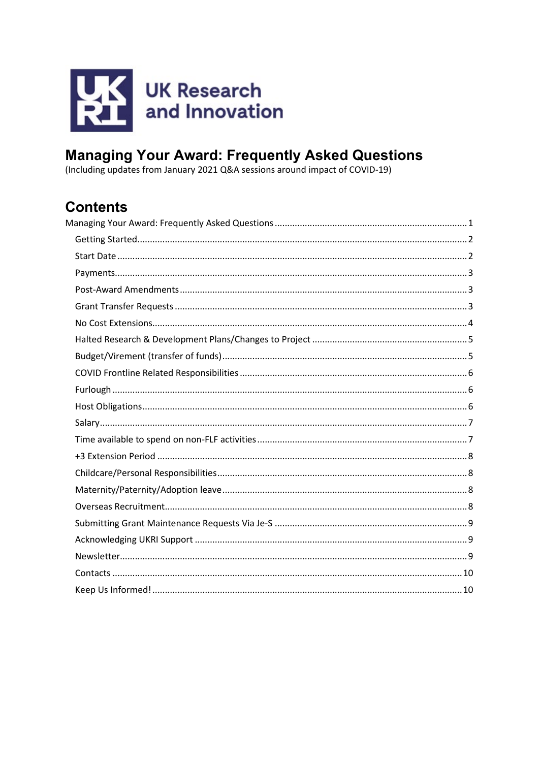UK Research and Innovation

# Managing Your Award: Frequently Asked Questions

(Including updates from January 2021 Q&A sessions around impact of COVID-19)

## Contents

- Managing Your Award: Frequently Asked Questions ... 1
  - Getting Started ... 2
  - Start Date ... 2
  - Payments ... 3
  - Post-Award Amendments ... 3
  - Grant Transfer Requests ... 3
  - No Cost Extensions ... 4
  - Halted Research & Development Plans/Changes to Project ... 5
  - Budget/Virement (transfer of funds) ... 5
  - COVID Frontline Related Responsibilities ... 6
  - Furlough ... 6
  - Host Obligations ... 6
  - Salary ... 7
  - Time available to spend on non-FLF activities ... 7
  - +3 Extension Period ... 8
  - Childcare/Personal Responsibilities ... 8
  - Maternity/Paternity/Adoption leave ... 8
  - Overseas Recruitment ... 8
  - Submitting Grant Maintenance Requests Via Je-S ... 9
  - Acknowledging UKRI Support ... 9
  - Newsletter ... 9
  - Contacts ... 10
  - Keep Us Informed! ... 10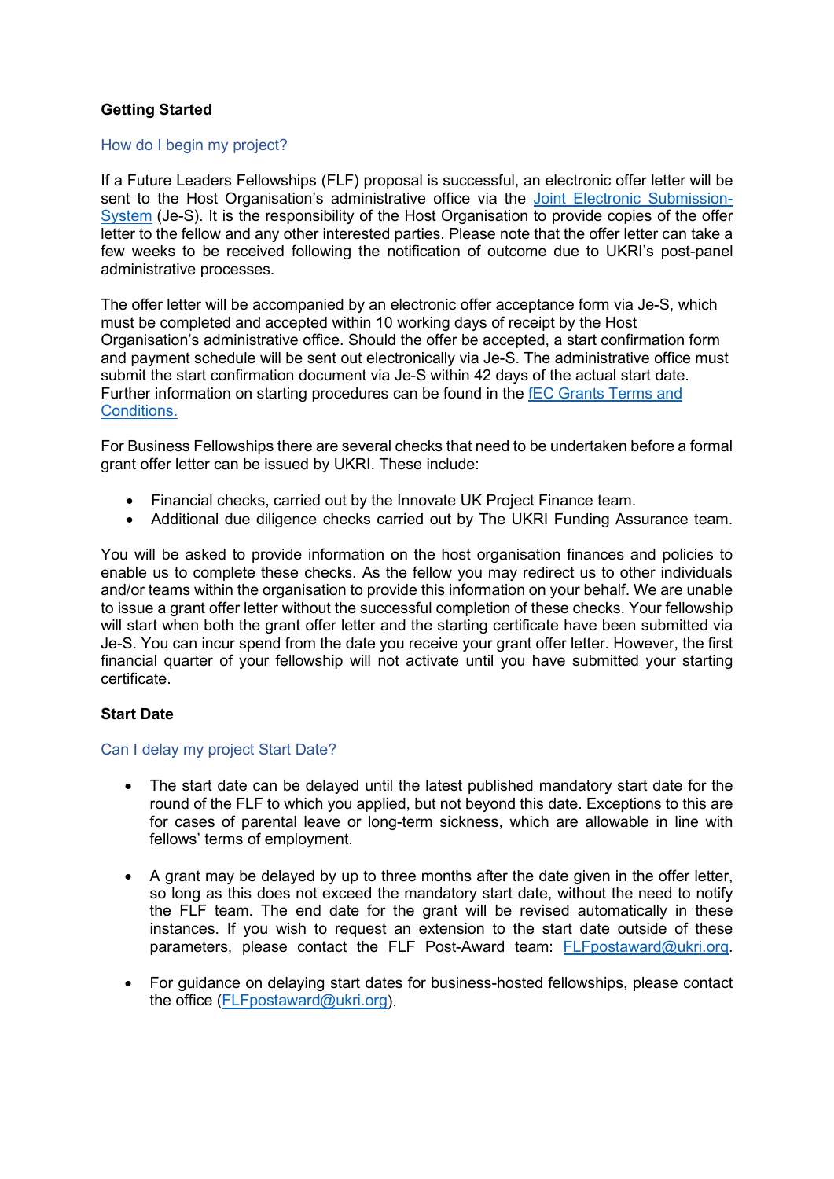**Getting Started**

How do I begin my project?

If a Future Leaders Fellowships (FLF) proposal is successful, an electronic offer letter will be sent to the Host Organisation's administrative office via the [Joint Electronic Submission-System](Joint Electronic Submission-System) (Je-S). It is the responsibility of the Host Organisation to provide copies of the offer letter to the fellow and any other interested parties. Please note that the offer letter can take a few weeks to be received following the notification of outcome due to UKRI's post-panel administrative processes.

The offer letter will be accompanied by an electronic offer acceptance form via Je-S, which must be completed and accepted within 10 working days of receipt by the Host Organisation's administrative office. Should the offer be accepted, a start confirmation form and payment schedule will be sent out electronically via Je-S. The administrative office must submit the start confirmation document via Je-S within 42 days of the actual start date. Further information on starting procedures can be found in the fEC Grants Terms and Conditions.

For Business Fellowships there are several checks that need to be undertaken before a formal grant offer letter can be issued by UKRI. These include:

- Financial checks, carried out by the Innovate UK Project Finance team.
- Additional due diligence checks carried out by The UKRI Funding Assurance team.

You will be asked to provide information on the host organisation finances and policies to enable us to complete these checks. As the fellow you may redirect us to other individuals and/or teams within the organisation to provide this information on your behalf. We are unable to issue a grant offer letter without the successful completion of these checks. Your fellowship will start when both the grant offer letter and the starting certificate have been submitted via Je-S. You can incur spend from the date you receive your grant offer letter. However, the first financial quarter of your fellowship will not activate until you have submitted your starting certificate.

**Start Date**

Can I delay my project Start Date?

- The start date can be delayed until the latest published mandatory start date for the round of the FLF to which you applied, but not beyond this date. Exceptions to this are for cases of parental leave or long-term sickness, which are allowable in line with fellows' terms of employment.

- A grant may be delayed by up to three months after the date given in the offer letter, so long as this does not exceed the mandatory start date, without the need to notify the FLF team. The end date for the grant will be revised automatically in these instances. If you wish to request an extension to the start date outside of these parameters, please contact the FLF Post-Award team: FLFpostaward@ukri.org.

- For guidance on delaying start dates for business-hosted fellowships, please contact the office (FLFpostaward@ukri.org).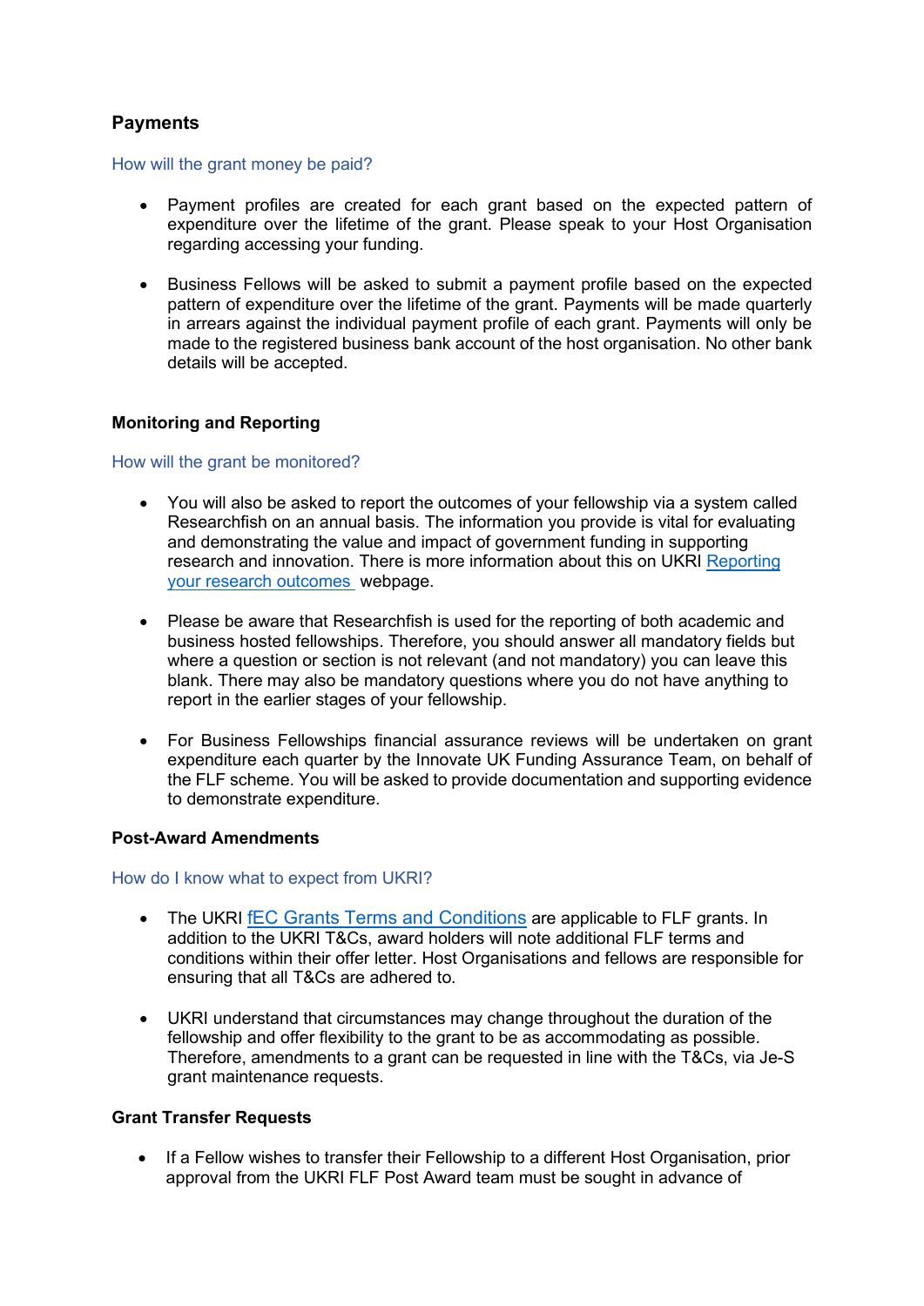## Payments

### How will the grant money be paid?

- Payment profiles are created for each grant based on the expected pattern of expenditure over the lifetime of the grant. Please speak to your Host Organisation regarding accessing your funding.
- Business Fellows will be asked to submit a payment profile based on the expected pattern of expenditure over the lifetime of the grant. Payments will be made quarterly in arrears against the individual payment profile of each grant. Payments will only be made to the registered business bank account of the host organisation. No other bank details will be accepted.

## Monitoring and Reporting

### How will the grant be monitored?

- You will also be asked to report the outcomes of your fellowship via a system called Researchfish on an annual basis. The information you provide is vital for evaluating and demonstrating the value and impact of government funding in supporting research and innovation. There is more information about this on UKRI Reporting your research outcomes webpage.
- Please be aware that Researchfish is used for the reporting of both academic and business hosted fellowships. Therefore, you should answer all mandatory fields but where a question or section is not relevant (and not mandatory) you can leave this blank. There may also be mandatory questions where you do not have anything to report in the earlier stages of your fellowship.
- For Business Fellowships financial assurance reviews will be undertaken on grant expenditure each quarter by the Innovate UK Funding Assurance Team, on behalf of the FLF scheme. You will be asked to provide documentation and supporting evidence to demonstrate expenditure.

## Post-Award Amendments

### How do I know what to expect from UKRI?

- The UKRI fEC Grants Terms and Conditions are applicable to FLF grants. In addition to the UKRI T&Cs, award holders will note additional FLF terms and conditions within their offer letter. Host Organisations and fellows are responsible for ensuring that all T&Cs are adhered to.
- UKRI understand that circumstances may change throughout the duration of the fellowship and offer flexibility to the grant to be as accommodating as possible. Therefore, amendments to a grant can be requested in line with the T&Cs, via Je-S grant maintenance requests.

## Grant Transfer Requests

- If a Fellow wishes to transfer their Fellowship to a different Host Organisation, prior approval from the UKRI FLF Post Award team must be sought in advance of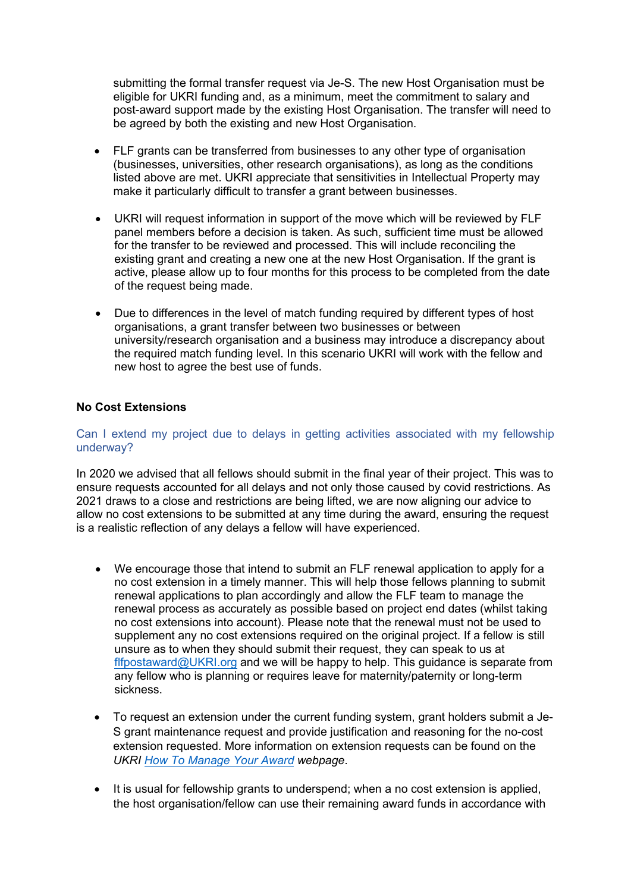submitting the formal transfer request via Je-S. The new Host Organisation must be eligible for UKRI funding and, as a minimum, meet the commitment to salary and post-award support made by the existing Host Organisation. The transfer will need to be agreed by both the existing and new Host Organisation.

- FLF grants can be transferred from businesses to any other type of organisation (businesses, universities, other research organisations), as long as the conditions listed above are met. UKRI appreciate that sensitivities in Intellectual Property may make it particularly difficult to transfer a grant between businesses.

- UKRI will request information in support of the move which will be reviewed by FLF panel members before a decision is taken. As such, sufficient time must be allowed for the transfer to be reviewed and processed. This will include reconciling the existing grant and creating a new one at the new Host Organisation. If the grant is active, please allow up to four months for this process to be completed from the date of the request being made.

- Due to differences in the level of match funding required by different types of host organisations, a grant transfer between two businesses or between university/research organisation and a business may introduce a discrepancy about the required match funding level. In this scenario UKRI will work with the fellow and new host to agree the best use of funds.

### No Cost Extensions

#### Can I extend my project due to delays in getting activities associated with my fellowship underway?

In 2020 we advised that all fellows should submit in the final year of their project. This was to ensure requests accounted for all delays and not only those caused by covid restrictions. As 2021 draws to a close and restrictions are being lifted, we are now aligning our advice to allow no cost extensions to be submitted at any time during the award, ensuring the request is a realistic reflection of any delays a fellow will have experienced.

- We encourage those that intend to submit an FLF renewal application to apply for a no cost extension in a timely manner. This will help those fellows planning to submit renewal applications to plan accordingly and allow the FLF team to manage the renewal process as accurately as possible based on project end dates (whilst taking no cost extensions into account). Please note that the renewal must not be used to supplement any no cost extensions required on the original project. If a fellow is still unsure as to when they should submit their request, they can speak to us at [flfpostaward@UKRI.org](mailto:flfpostaward@UKRI.org) and we will be happy to help. This guidance is separate from any fellow who is planning or requires leave for maternity/paternity or long-term sickness.

- To request an extension under the current funding system, grant holders submit a Je-S grant maintenance request and provide justification and reasoning for the no-cost extension requested. More information on extension requests can be found on the *UKRI [How To Manage Your Award](#) webpage*.

- It is usual for fellowship grants to underspend; when a no cost extension is applied, the host organisation/fellow can use their remaining award funds in accordance with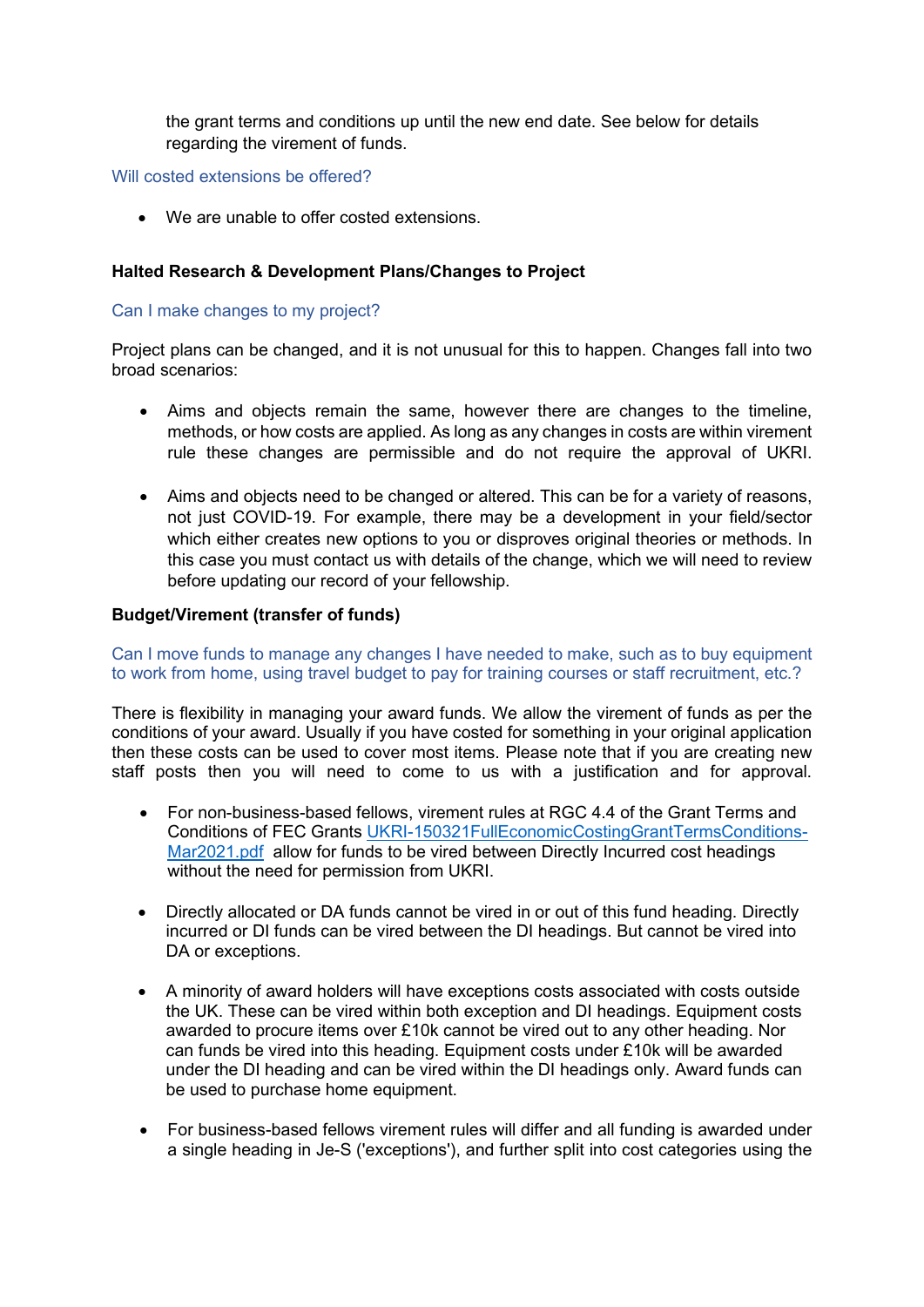the grant terms and conditions up until the new end date. See below for details regarding the virement of funds.

### Will costed extensions be offered?

- We are unable to offer costed extensions.

## Halted Research & Development Plans/Changes to Project

### Can I make changes to my project?

Project plans can be changed, and it is not unusual for this to happen. Changes fall into two broad scenarios:

- Aims and objects remain the same, however there are changes to the timeline, methods, or how costs are applied. As long as any changes in costs are within virement rule these changes are permissible and do not require the approval of UKRI.
- Aims and objects need to be changed or altered. This can be for a variety of reasons, not just COVID-19. For example, there may be a development in your field/sector which either creates new options to you or disproves original theories or methods. In this case you must contact us with details of the change, which we will need to review before updating our record of your fellowship.

## Budget/Virement (transfer of funds)

### Can I move funds to manage any changes I have needed to make, such as to buy equipment to work from home, using travel budget to pay for training courses or staff recruitment, etc.?

There is flexibility in managing your award funds. We allow the virement of funds as per the conditions of your award. Usually if you have costed for something in your original application then these costs can be used to cover most items. Please note that if you are creating new staff posts then you will need to come to us with a justification and for approval.

- For non-business-based fellows, virement rules at RGC 4.4 of the Grant Terms and Conditions of FEC Grants [UKRI-150321FullEconomicCostingGrantTermsConditions-Mar2021.pdf](UKRI-150321FullEconomicCostingGrantTermsConditions-Mar2021.pdf) allow for funds to be vired between Directly Incurred cost headings without the need for permission from UKRI.
- Directly allocated or DA funds cannot be vired in or out of this fund heading. Directly incurred or DI funds can be vired between the DI headings. But cannot be vired into DA or exceptions.
- A minority of award holders will have exceptions costs associated with costs outside the UK. These can be vired within both exception and DI headings. Equipment costs awarded to procure items over £10k cannot be vired out to any other heading. Nor can funds be vired into this heading. Equipment costs under £10k will be awarded under the DI heading and can be vired within the DI headings only. Award funds can be used to purchase home equipment.
- For business-based fellows virement rules will differ and all funding is awarded under a single heading in Je-S ('exceptions'), and further split into cost categories using the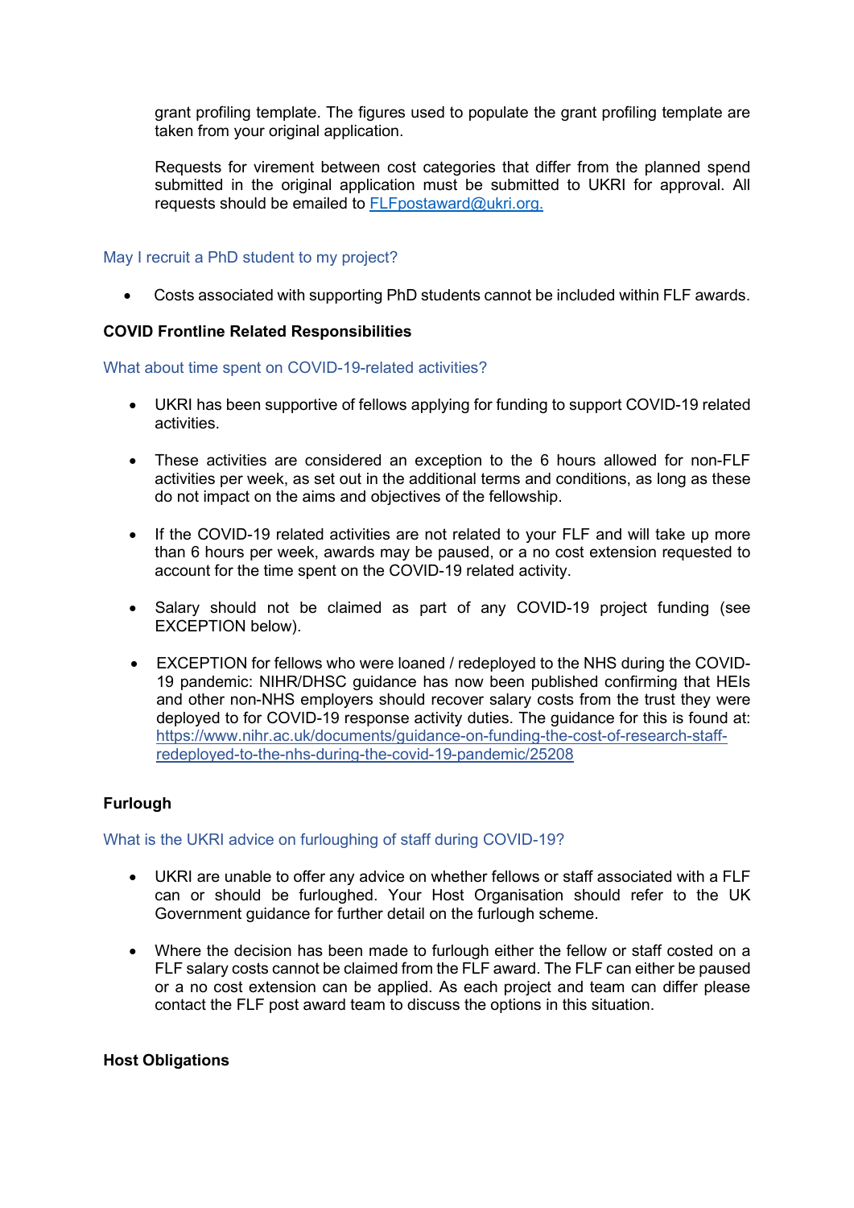grant profiling template. The figures used to populate the grant profiling template are taken from your original application.

Requests for virement between cost categories that differ from the planned spend submitted in the original application must be submitted to UKRI for approval. All requests should be emailed to [FLFpostaward@ukri.org.](mailto:FLFpostaward@ukri.org)

### May I recruit a PhD student to my project?

- Costs associated with supporting PhD students cannot be included within FLF awards.

**COVID Frontline Related Responsibilities**

### What about time spent on COVID-19-related activities?

- UKRI has been supportive of fellows applying for funding to support COVID-19 related activities.

- These activities are considered an exception to the 6 hours allowed for non-FLF activities per week, as set out in the additional terms and conditions, as long as these do not impact on the aims and objectives of the fellowship.

- If the COVID-19 related activities are not related to your FLF and will take up more than 6 hours per week, awards may be paused, or a no cost extension requested to account for the time spent on the COVID-19 related activity.

- Salary should not be claimed as part of any COVID-19 project funding (see EXCEPTION below).

- EXCEPTION for fellows who were loaned / redeployed to the NHS during the COVID-19 pandemic: NIHR/DHSC guidance has now been published confirming that HEIs and other non-NHS employers should recover salary costs from the trust they were deployed to for COVID-19 response activity duties. The guidance for this is found at: [https://www.nihr.ac.uk/documents/guidance-on-funding-the-cost-of-research-staff-redeployed-to-the-nhs-during-the-covid-19-pandemic/25208](https://www.nihr.ac.uk/documents/guidance-on-funding-the-cost-of-research-staff-redeployed-to-the-nhs-during-the-covid-19-pandemic/25208)

**Furlough**

### What is the UKRI advice on furloughing of staff during COVID-19?

- UKRI are unable to offer any advice on whether fellows or staff associated with a FLF can or should be furloughed. Your Host Organisation should refer to the UK Government guidance for further detail on the furlough scheme.

- Where the decision has been made to furlough either the fellow or staff costed on a FLF salary costs cannot be claimed from the FLF award. The FLF can either be paused or a no cost extension can be applied. As each project and team can differ please contact the FLF post award team to discuss the options in this situation.

**Host Obligations**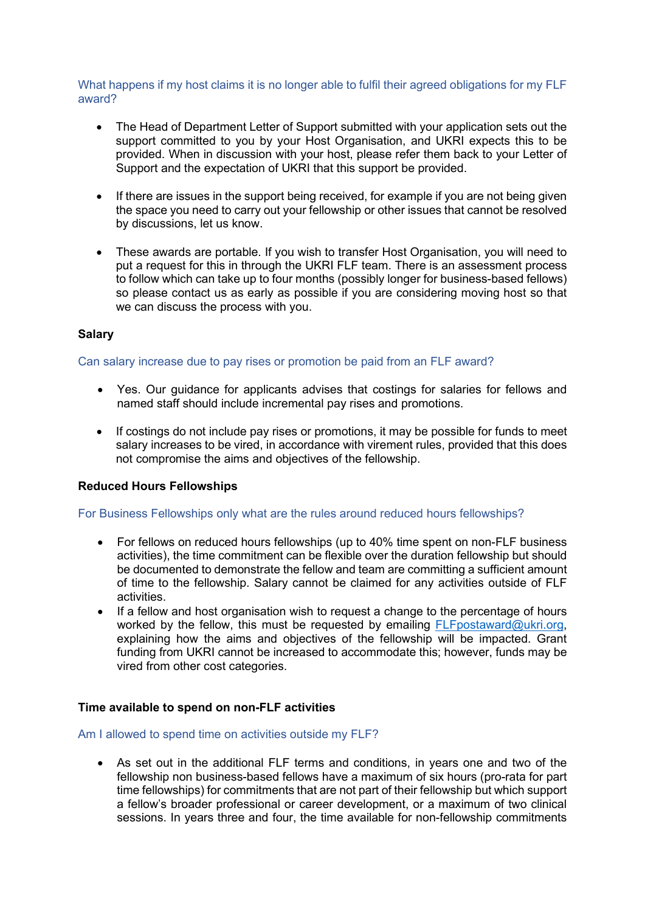### What happens if my host claims it is no longer able to fulfil their agreed obligations for my FLF award?

- The Head of Department Letter of Support submitted with your application sets out the support committed to you by your Host Organisation, and UKRI expects this to be provided. When in discussion with your host, please refer them back to your Letter of Support and the expectation of UKRI that this support be provided.

- If there are issues in the support being received, for example if you are not being given the space you need to carry out your fellowship or other issues that cannot be resolved by discussions, let us know.

- These awards are portable. If you wish to transfer Host Organisation, you will need to put a request for this in through the UKRI FLF team. There is an assessment process to follow which can take up to four months (possibly longer for business-based fellows) so please contact us as early as possible if you are considering moving host so that we can discuss the process with you.

## Salary

### Can salary increase due to pay rises or promotion be paid from an FLF award?

- Yes. Our guidance for applicants advises that costings for salaries for fellows and named staff should include incremental pay rises and promotions.

- If costings do not include pay rises or promotions, it may be possible for funds to meet salary increases to be vired, in accordance with virement rules, provided that this does not compromise the aims and objectives of the fellowship.

## Reduced Hours Fellowships

### For Business Fellowships only what are the rules around reduced hours fellowships?

- For fellows on reduced hours fellowships (up to 40% time spent on non-FLF business activities), the time commitment can be flexible over the duration fellowship but should be documented to demonstrate the fellow and team are committing a sufficient amount of time to the fellowship. Salary cannot be claimed for any activities outside of FLF activities.
- If a fellow and host organisation wish to request a change to the percentage of hours worked by the fellow, this must be requested by emailing FLFpostaward@ukri.org, explaining how the aims and objectives of the fellowship will be impacted. Grant funding from UKRI cannot be increased to accommodate this; however, funds may be vired from other cost categories.

## Time available to spend on non-FLF activities

### Am I allowed to spend time on activities outside my FLF?

- As set out in the additional FLF terms and conditions, in years one and two of the fellowship non business-based fellows have a maximum of six hours (pro-rata for part time fellowships) for commitments that are not part of their fellowship but which support a fellow's broader professional or career development, or a maximum of two clinical sessions. In years three and four, the time available for non-fellowship commitments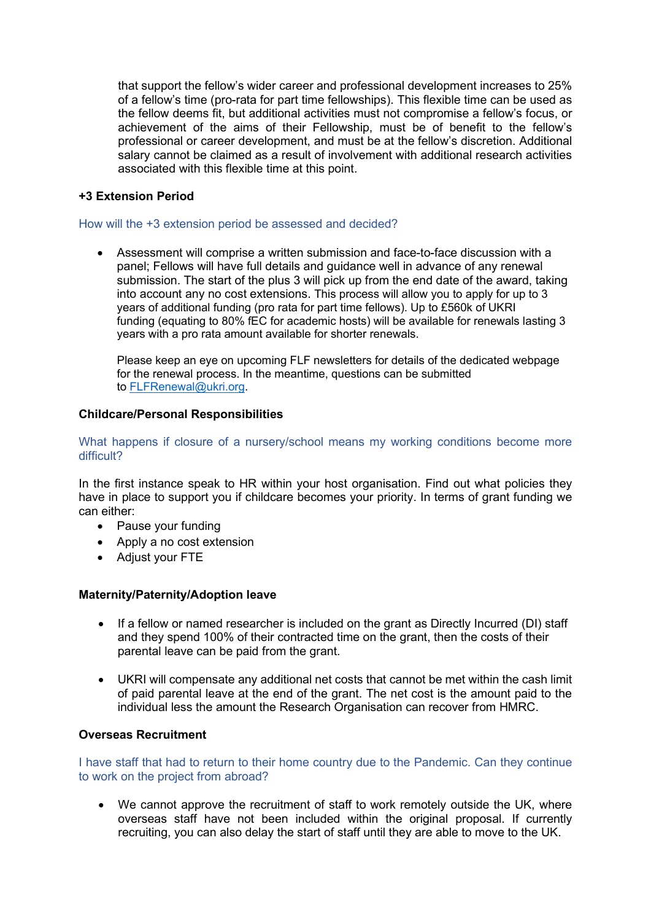that support the fellow's wider career and professional development increases to 25% of a fellow's time (pro-rata for part time fellowships). This flexible time can be used as the fellow deems fit, but additional activities must not compromise a fellow's focus, or achievement of the aims of their Fellowship, must be of benefit to the fellow's professional or career development, and must be at the fellow's discretion. Additional salary cannot be claimed as a result of involvement with additional research activities associated with this flexible time at this point.

**+3 Extension Period**

How will the +3 extension period be assessed and decided?

- Assessment will comprise a written submission and face-to-face discussion with a panel; Fellows will have full details and guidance well in advance of any renewal submission. The start of the plus 3 will pick up from the end date of the award, taking into account any no cost extensions. This process will allow you to apply for up to 3 years of additional funding (pro rata for part time fellows). Up to £560k of UKRI funding (equating to 80% fEC for academic hosts) will be available for renewals lasting 3 years with a pro rata amount available for shorter renewals.

  Please keep an eye on upcoming FLF newsletters for details of the dedicated webpage for the renewal process. In the meantime, questions can be submitted to FLFRenewal@ukri.org.

**Childcare/Personal Responsibilities**

What happens if closure of a nursery/school means my working conditions become more difficult?

In the first instance speak to HR within your host organisation. Find out what policies they have in place to support you if childcare becomes your priority. In terms of grant funding we can either:

- Pause your funding
- Apply a no cost extension
- Adjust your FTE

**Maternity/Paternity/Adoption leave**

- If a fellow or named researcher is included on the grant as Directly Incurred (DI) staff and they spend 100% of their contracted time on the grant, then the costs of their parental leave can be paid from the grant.

- UKRI will compensate any additional net costs that cannot be met within the cash limit of paid parental leave at the end of the grant. The net cost is the amount paid to the individual less the amount the Research Organisation can recover from HMRC.

**Overseas Recruitment**

I have staff that had to return to their home country due to the Pandemic. Can they continue to work on the project from abroad?

- We cannot approve the recruitment of staff to work remotely outside the UK, where overseas staff have not been included within the original proposal. If currently recruiting, you can also delay the start of staff until they are able to move to the UK.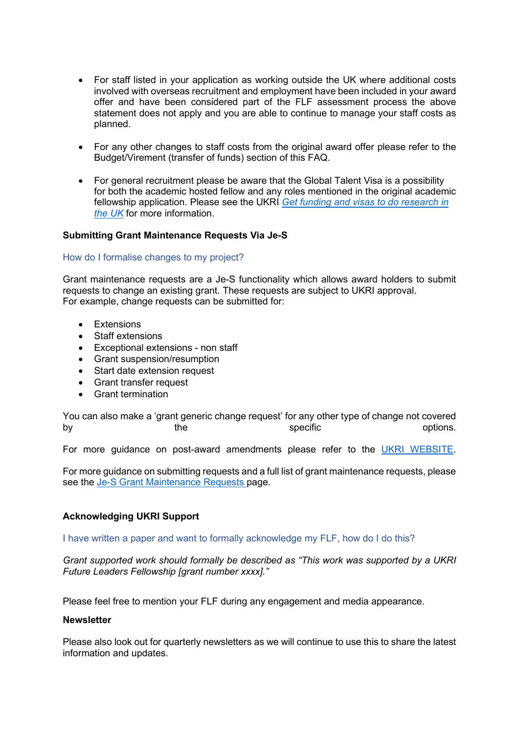- For staff listed in your application as working outside the UK where additional costs involved with overseas recruitment and employment have been included in your award offer and have been considered part of the FLF assessment process the above statement does not apply and you are able to continue to manage your staff costs as planned.

- For any other changes to staff costs from the original award offer please refer to the Budget/Virement (transfer of funds) section of this FAQ.

- For general recruitment please be aware that the Global Talent Visa is a possibility for both the academic hosted fellow and any roles mentioned in the original academic fellowship application. Please see the UKRI *Get funding and visas to do research in the UK* for more information.

**Submitting Grant Maintenance Requests Via Je-S**

How do I formalise changes to my project?

Grant maintenance requests are a Je-S functionality which allows award holders to submit requests to change an existing grant. These requests are subject to UKRI approval.
For example, change requests can be submitted for:

- Extensions
- Staff extensions
- Exceptional extensions - non staff
- Grant suspension/resumption
- Start date extension request
- Grant transfer request
- Grant termination

You can also make a 'grant generic change request' for any other type of change not covered by the specific options.

For more guidance on post-award amendments please refer to the UKRI WEBSITE.

For more guidance on submitting requests and a full list of grant maintenance requests, please see the Je-S Grant Maintenance Requests page.

**Acknowledging UKRI Support**

I have written a paper and want to formally acknowledge my FLF, how do I do this?

*Grant supported work should formally be described as "This work was supported by a UKRI Future Leaders Fellowship [grant number xxxx]."*

Please feel free to mention your FLF during any engagement and media appearance.

**Newsletter**

Please also look out for quarterly newsletters as we will continue to use this to share the latest information and updates.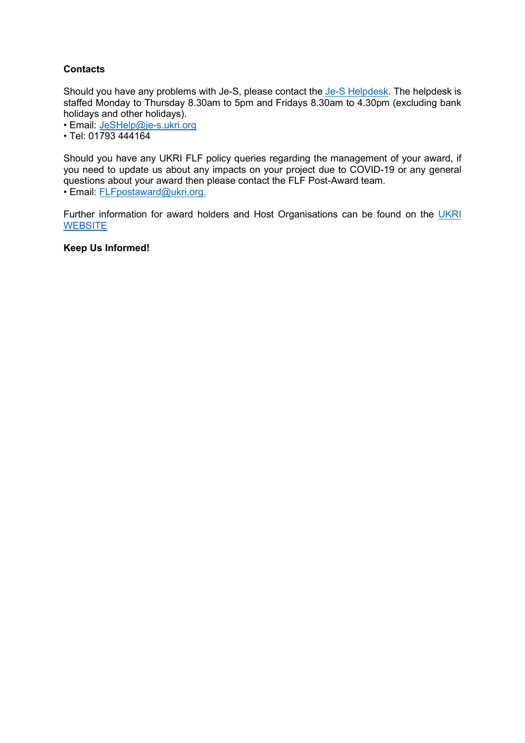**Contacts**

Should you have any problems with Je-S, please contact the Je-S Helpdesk. The helpdesk is staffed Monday to Thursday 8.30am to 5pm and Fridays 8.30am to 4.30pm (excluding bank holidays and other holidays).

- Email: JeSHelp@je-s.ukri.org
- Tel: 01793 444164

Should you have any UKRI FLF policy queries regarding the management of your award, if you need to update us about any impacts on your project due to COVID-19 or any general questions about your award then please contact the FLF Post-Award team.

- Email: FLFpostaward@ukri.org.

Further information for award holders and Host Organisations can be found on the UKRI WEBSITE

**Keep Us Informed!**